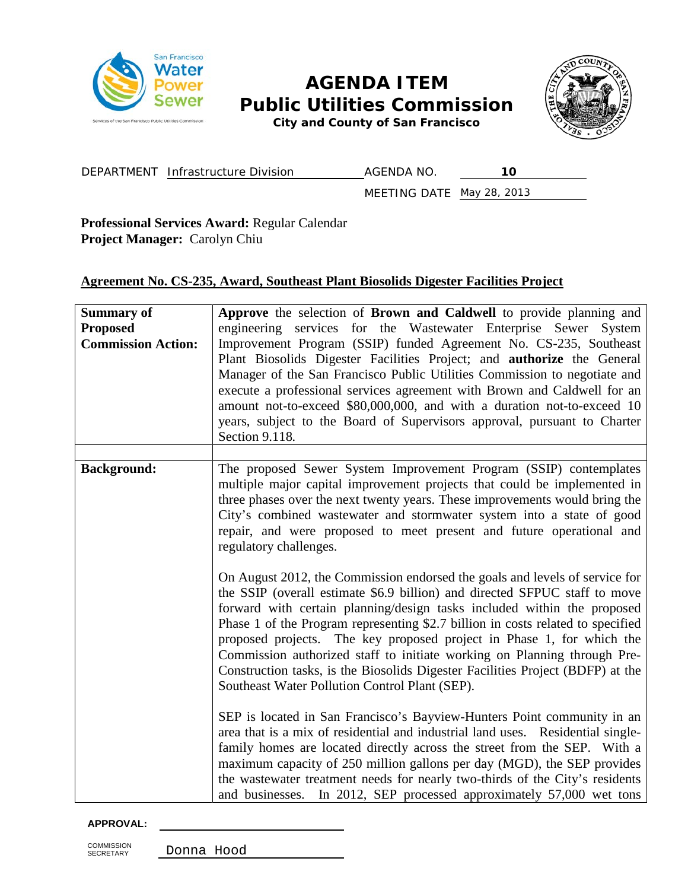# AGENDA ITEM
## Public Utilities Commission
**City and County of San Francisco**

DEPARTMENT Infrastructure Division AGENDA NO. **10**

MEETING DATE May 28, 2013

**Professional Services Award:** Regular Calendar
**Project Manager:** Carolyn Chiu

**Agreement No. CS-235, Award, Southeast Plant Biosolids Digester Facilities Project**

| | |
|---|---|
| **Summary of Proposed Commission Action:** | **Approve** the selection of **Brown and Caldwell** to provide planning and engineering services for the Wastewater Enterprise Sewer System Improvement Program (SSIP) funded Agreement No. CS-235, Southeast Plant Biosolids Digester Facilities Project; and **authorize** the General Manager of the San Francisco Public Utilities Commission to negotiate and execute a professional services agreement with Brown and Caldwell for an amount not-to-exceed $80,000,000, and with a duration not-to-exceed 10 years, subject to the Board of Supervisors approval, pursuant to Charter Section 9.118. |
| | |
| **Background:** | The proposed Sewer System Improvement Program (SSIP) contemplates multiple major capital improvement projects that could be implemented in three phases over the next twenty years. These improvements would bring the City's combined wastewater and stormwater system into a state of good repair, and were proposed to meet present and future operational and regulatory challenges.<br><br>On August 2012, the Commission endorsed the goals and levels of service for the SSIP (overall estimate $6.9 billion) and directed SFPUC staff to move forward with certain planning/design tasks included within the proposed Phase 1 of the Program representing $2.7 billion in costs related to specified proposed projects. The key proposed project in Phase 1, for which the Commission authorized staff to initiate working on Planning through Pre-Construction tasks, is the Biosolids Digester Facilities Project (BDFP) at the Southeast Water Pollution Control Plant (SEP).<br><br>SEP is located in San Francisco's Bayview-Hunters Point community in an area that is a mix of residential and industrial land uses. Residential single-family homes are located directly across the street from the SEP. With a maximum capacity of 250 million gallons per day (MGD), the SEP provides the wastewater treatment needs for nearly two-thirds of the City's residents and businesses. In 2012, SEP processed approximately 57,000 wet tons |

**APPROVAL:**

COMMISSION SECRETARY Donna Hood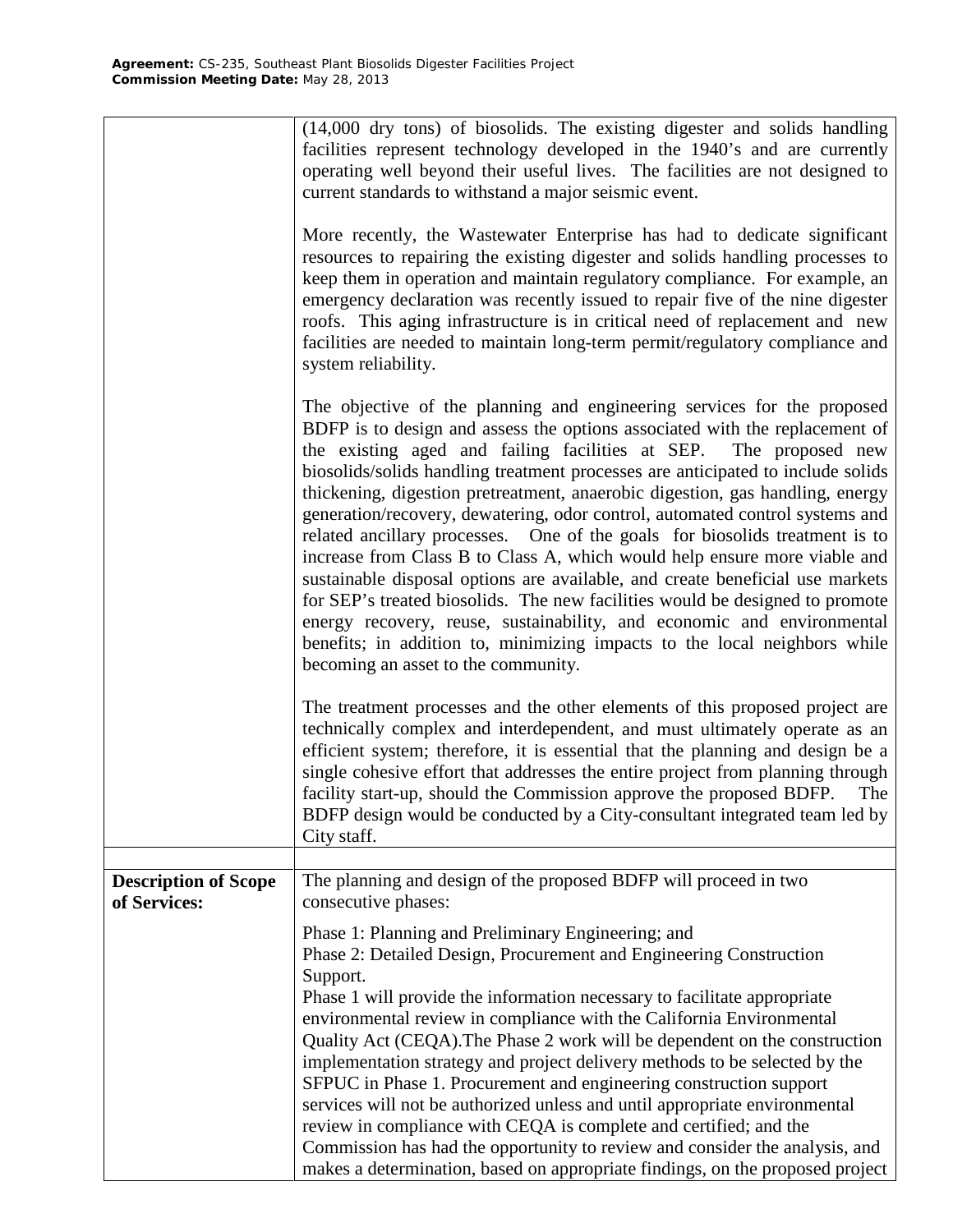| | |
|---|---|
| | (14,000 dry tons) of biosolids. The existing digester and solids handling facilities represent technology developed in the 1940's and are currently operating well beyond their useful lives. The facilities are not designed to current standards to withstand a major seismic event.<br><br>More recently, the Wastewater Enterprise has had to dedicate significant resources to repairing the existing digester and solids handling processes to keep them in operation and maintain regulatory compliance. For example, an emergency declaration was recently issued to repair five of the nine digester roofs. This aging infrastructure is in critical need of replacement and new facilities are needed to maintain long-term permit/regulatory compliance and system reliability.<br><br>The objective of the planning and engineering services for the proposed BDFP is to design and assess the options associated with the replacement of the existing aged and failing facilities at SEP. The proposed new biosolids/solids handling treatment processes are anticipated to include solids thickening, digestion pretreatment, anaerobic digestion, gas handling, energy generation/recovery, dewatering, odor control, automated control systems and related ancillary processes. One of the goals for biosolids treatment is to increase from Class B to Class A, which would help ensure more viable and sustainable disposal options are available, and create beneficial use markets for SEP's treated biosolids. The new facilities would be designed to promote energy recovery, reuse, sustainability, and economic and environmental benefits; in addition to, minimizing impacts to the local neighbors while becoming an asset to the community.<br><br>The treatment processes and the other elements of this proposed project are technically complex and interdependent, and must ultimately operate as an efficient system; therefore, it is essential that the planning and design be a single cohesive effort that addresses the entire project from planning through facility start-up, should the Commission approve the proposed BDFP. The BDFP design would be conducted by a City-consultant integrated team led by City staff. |
| | |
| **Description of Scope of Services:** | The planning and design of the proposed BDFP will proceed in two consecutive phases:<br><br>Phase 1: Planning and Preliminary Engineering; and<br>Phase 2: Detailed Design, Procurement and Engineering Construction Support.<br>Phase 1 will provide the information necessary to facilitate appropriate environmental review in compliance with the California Environmental Quality Act (CEQA).The Phase 2 work will be dependent on the construction implementation strategy and project delivery methods to be selected by the SFPUC in Phase 1. Procurement and engineering construction support services will not be authorized unless and until appropriate environmental review in compliance with CEQA is complete and certified; and the Commission has had the opportunity to review and consider the analysis, and makes a determination, based on appropriate findings, on the proposed project |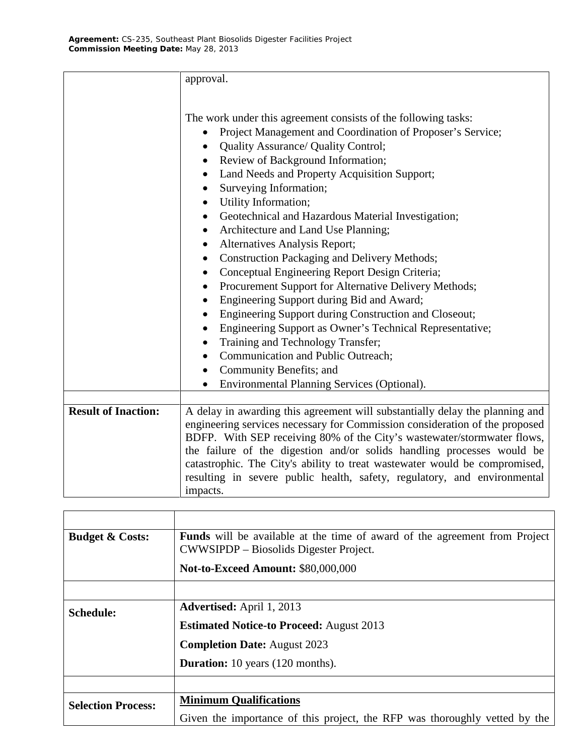| | |
|---|---|
| | approval.<br><br>The work under this agreement consists of the following tasks:<br>• Project Management and Coordination of Proposer's Service;<br>• Quality Assurance/ Quality Control;<br>• Review of Background Information;<br>• Land Needs and Property Acquisition Support;<br>• Surveying Information;<br>• Utility Information;<br>• Geotechnical and Hazardous Material Investigation;<br>• Architecture and Land Use Planning;<br>• Alternatives Analysis Report;<br>• Construction Packaging and Delivery Methods;<br>• Conceptual Engineering Report Design Criteria;<br>• Procurement Support for Alternative Delivery Methods;<br>• Engineering Support during Bid and Award;<br>• Engineering Support during Construction and Closeout;<br>• Engineering Support as Owner's Technical Representative;<br>• Training and Technology Transfer;<br>• Communication and Public Outreach;<br>• Community Benefits; and<br>• Environmental Planning Services (Optional). |
| | |
| **Result of Inaction:** | A delay in awarding this agreement will substantially delay the planning and engineering services necessary for Commission consideration of the proposed BDFP. With SEP receiving 80% of the City's wastewater/stormwater flows, the failure of the digestion and/or solids handling processes would be catastrophic. The City's ability to treat wastewater would be compromised, resulting in severe public health, safety, regulatory, and environmental impacts. |

| | |
|---|---|
| | |
| **Budget & Costs:** | **Funds** will be available at the time of award of the agreement from Project CWWSIPDP – Biosolids Digester Project.<br><br>**Not-to-Exceed Amount:** $80,000,000 |
| | |
| **Schedule:** | **Advertised:** April 1, 2013<br><br>**Estimated Notice-to Proceed:** August 2013<br><br>**Completion Date:** August 2023<br><br>**Duration:** 10 years (120 months). |
| | |
| **Selection Process:** | **<u>Minimum Qualifications</u>**<br><br>Given the importance of this project, the RFP was thoroughly vetted by the |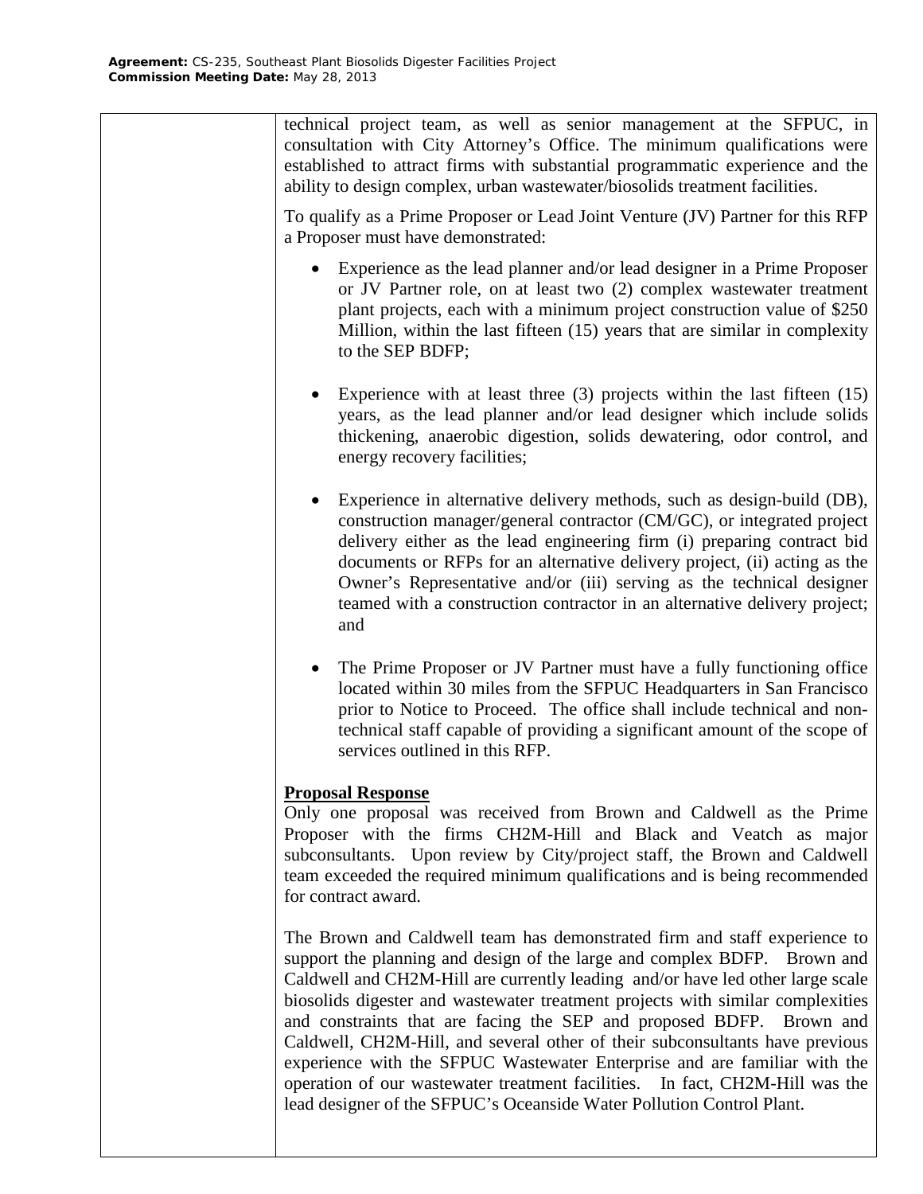technical project team, as well as senior management at the SFPUC, in consultation with City Attorney's Office. The minimum qualifications were established to attract firms with substantial programmatic experience and the ability to design complex, urban wastewater/biosolids treatment facilities.

To qualify as a Prime Proposer or Lead Joint Venture (JV) Partner for this RFP a Proposer must have demonstrated:

- Experience as the lead planner and/or lead designer in a Prime Proposer or JV Partner role, on at least two (2) complex wastewater treatment plant projects, each with a minimum project construction value of $250 Million, within the last fifteen (15) years that are similar in complexity to the SEP BDFP;

- Experience with at least three (3) projects within the last fifteen (15) years, as the lead planner and/or lead designer which include solids thickening, anaerobic digestion, solids dewatering, odor control, and energy recovery facilities;

- Experience in alternative delivery methods, such as design-build (DB), construction manager/general contractor (CM/GC), or integrated project delivery either as the lead engineering firm (i) preparing contract bid documents or RFPs for an alternative delivery project, (ii) acting as the Owner's Representative and/or (iii) serving as the technical designer teamed with a construction contractor in an alternative delivery project; and

- The Prime Proposer or JV Partner must have a fully functioning office located within 30 miles from the SFPUC Headquarters in San Francisco prior to Notice to Proceed. The office shall include technical and non-technical staff capable of providing a significant amount of the scope of services outlined in this RFP.

**Proposal Response**

Only one proposal was received from Brown and Caldwell as the Prime Proposer with the firms CH2M-Hill and Black and Veatch as major subconsultants. Upon review by City/project staff, the Brown and Caldwell team exceeded the required minimum qualifications and is being recommended for contract award.

The Brown and Caldwell team has demonstrated firm and staff experience to support the planning and design of the large and complex BDFP. Brown and Caldwell and CH2M-Hill are currently leading and/or have led other large scale biosolids digester and wastewater treatment projects with similar complexities and constraints that are facing the SEP and proposed BDFP. Brown and Caldwell, CH2M-Hill, and several other of their subconsultants have previous experience with the SFPUC Wastewater Enterprise and are familiar with the operation of our wastewater treatment facilities. In fact, CH2M-Hill was the lead designer of the SFPUC's Oceanside Water Pollution Control Plant.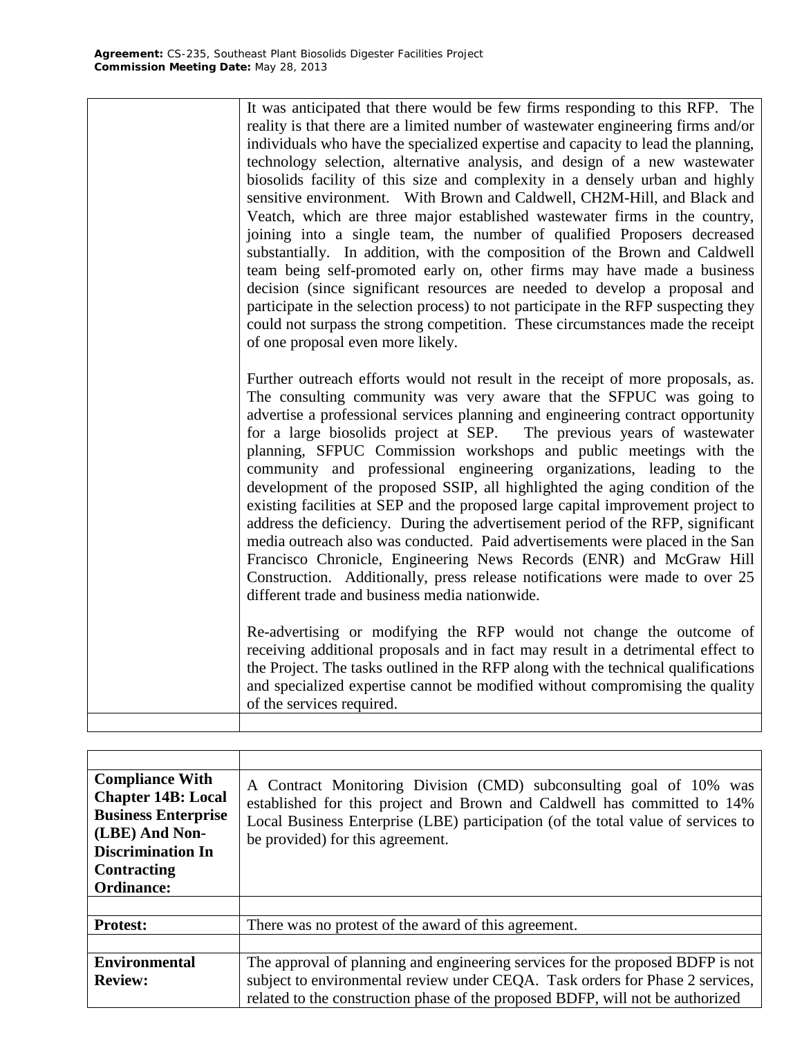| | |
|---|---|
| | It was anticipated that there would be few firms responding to this RFP. The reality is that there are a limited number of wastewater engineering firms and/or individuals who have the specialized expertise and capacity to lead the planning, technology selection, alternative analysis, and design of a new wastewater biosolids facility of this size and complexity in a densely urban and highly sensitive environment. With Brown and Caldwell, CH2M-Hill, and Black and Veatch, which are three major established wastewater firms in the country, joining into a single team, the number of qualified Proposers decreased substantially. In addition, with the composition of the Brown and Caldwell team being self-promoted early on, other firms may have made a business decision (since significant resources are needed to develop a proposal and participate in the selection process) to not participate in the RFP suspecting they could not surpass the strong competition. These circumstances made the receipt of one proposal even more likely.<br><br>Further outreach efforts would not result in the receipt of more proposals, as. The consulting community was very aware that the SFPUC was going to advertise a professional services planning and engineering contract opportunity for a large biosolids project at SEP. The previous years of wastewater planning, SFPUC Commission workshops and public meetings with the community and professional engineering organizations, leading to the development of the proposed SSIP, all highlighted the aging condition of the existing facilities at SEP and the proposed large capital improvement project to address the deficiency. During the advertisement period of the RFP, significant media outreach also was conducted. Paid advertisements were placed in the San Francisco Chronicle, Engineering News Records (ENR) and McGraw Hill Construction. Additionally, press release notifications were made to over 25 different trade and business media nationwide.<br><br>Re-advertising or modifying the RFP would not change the outcome of receiving additional proposals and in fact may result in a detrimental effect to the Project. The tasks outlined in the RFP along with the technical qualifications and specialized expertise cannot be modified without compromising the quality of the services required. |
| | |

| | |
|---|---|
| | |
| **Compliance With Chapter 14B: Local Business Enterprise (LBE) And Non-Discrimination In Contracting Ordinance:** | A Contract Monitoring Division (CMD) subconsulting goal of 10% was established for this project and Brown and Caldwell has committed to 14% Local Business Enterprise (LBE) participation (of the total value of services to be provided) for this agreement. |
| | |
| **Protest:** | There was no protest of the award of this agreement. |
| | |
| **Environmental Review:** | The approval of planning and engineering services for the proposed BDFP is not subject to environmental review under CEQA. Task orders for Phase 2 services, related to the construction phase of the proposed BDFP, will not be authorized |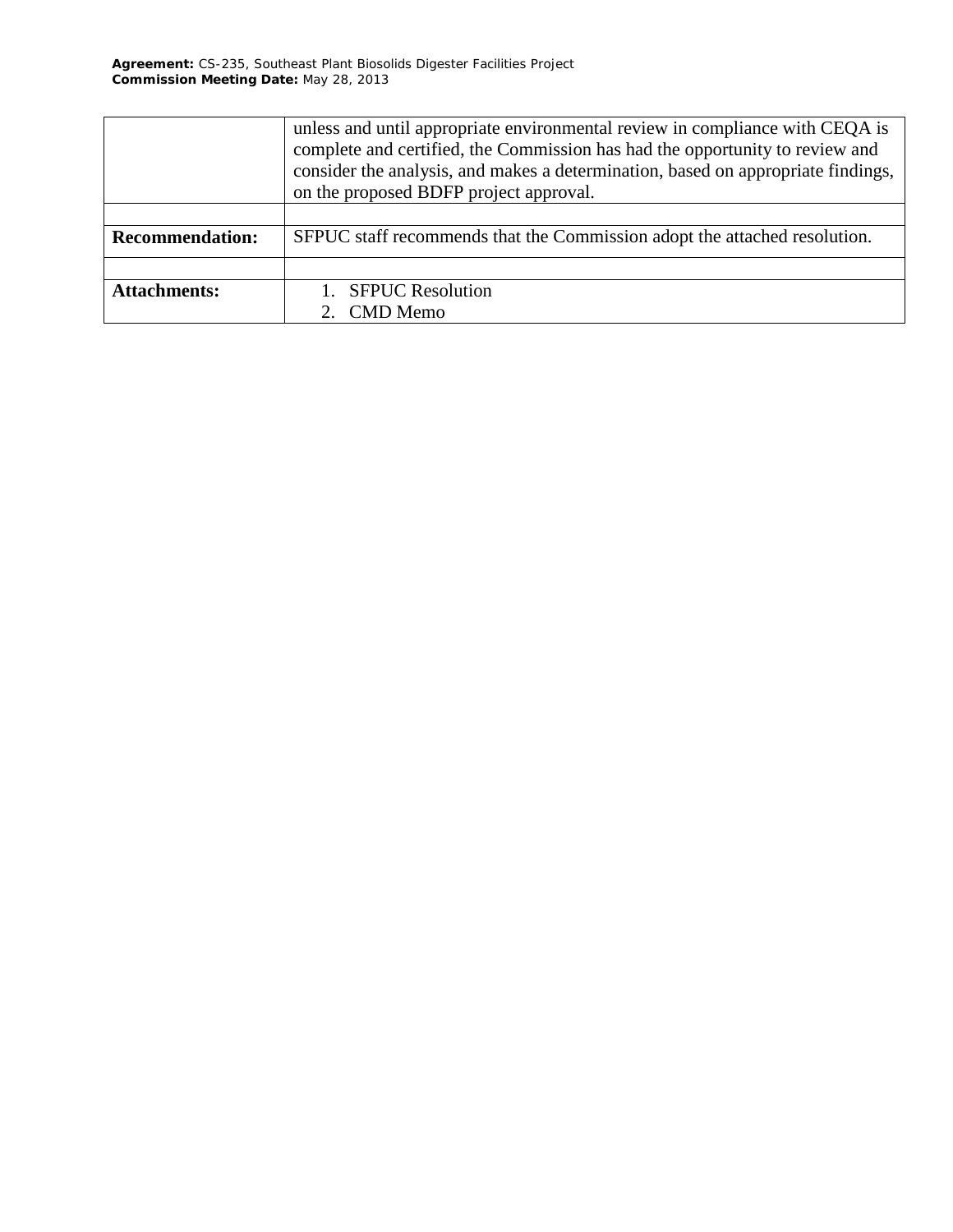| | |
|---|---|
| | unless and until appropriate environmental review in compliance with CEQA is complete and certified, the Commission has had the opportunity to review and consider the analysis, and makes a determination, based on appropriate findings, on the proposed BDFP project approval. |
| | |
| **Recommendation:** | SFPUC staff recommends that the Commission adopt the attached resolution. |
| | |
| **Attachments:** | 1. SFPUC Resolution<br>2. CMD Memo |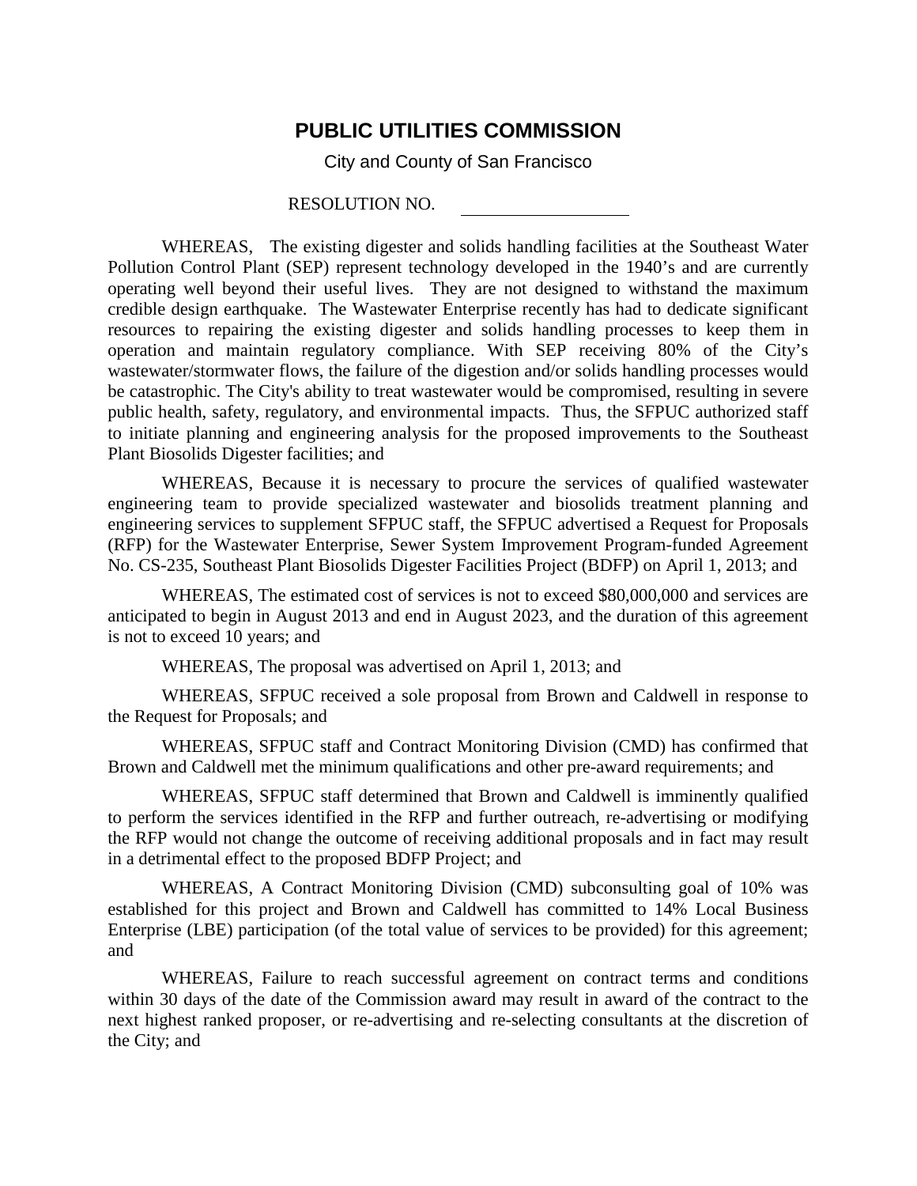# PUBLIC UTILITIES COMMISSION

City and County of San Francisco

RESOLUTION NO. \_\_\_\_\_\_\_\_\_\_\_\_\_\_\_\_\_\_

WHEREAS, The existing digester and solids handling facilities at the Southeast Water Pollution Control Plant (SEP) represent technology developed in the 1940's and are currently operating well beyond their useful lives. They are not designed to withstand the maximum credible design earthquake. The Wastewater Enterprise recently has had to dedicate significant resources to repairing the existing digester and solids handling processes to keep them in operation and maintain regulatory compliance. With SEP receiving 80% of the City's wastewater/stormwater flows, the failure of the digestion and/or solids handling processes would be catastrophic. The City's ability to treat wastewater would be compromised, resulting in severe public health, safety, regulatory, and environmental impacts. Thus, the SFPUC authorized staff to initiate planning and engineering analysis for the proposed improvements to the Southeast Plant Biosolids Digester facilities; and

WHEREAS, Because it is necessary to procure the services of qualified wastewater engineering team to provide specialized wastewater and biosolids treatment planning and engineering services to supplement SFPUC staff, the SFPUC advertised a Request for Proposals (RFP) for the Wastewater Enterprise, Sewer System Improvement Program-funded Agreement No. CS-235, Southeast Plant Biosolids Digester Facilities Project (BDFP) on April 1, 2013; and

WHEREAS, The estimated cost of services is not to exceed $80,000,000 and services are anticipated to begin in August 2013 and end in August 2023, and the duration of this agreement is not to exceed 10 years; and

WHEREAS, The proposal was advertised on April 1, 2013; and

WHEREAS, SFPUC received a sole proposal from Brown and Caldwell in response to the Request for Proposals; and

WHEREAS, SFPUC staff and Contract Monitoring Division (CMD) has confirmed that Brown and Caldwell met the minimum qualifications and other pre-award requirements; and

WHEREAS, SFPUC staff determined that Brown and Caldwell is imminently qualified to perform the services identified in the RFP and further outreach, re-advertising or modifying the RFP would not change the outcome of receiving additional proposals and in fact may result in a detrimental effect to the proposed BDFP Project; and

WHEREAS, A Contract Monitoring Division (CMD) subconsulting goal of 10% was established for this project and Brown and Caldwell has committed to 14% Local Business Enterprise (LBE) participation (of the total value of services to be provided) for this agreement; and

WHEREAS, Failure to reach successful agreement on contract terms and conditions within 30 days of the date of the Commission award may result in award of the contract to the next highest ranked proposer, or re-advertising and re-selecting consultants at the discretion of the City; and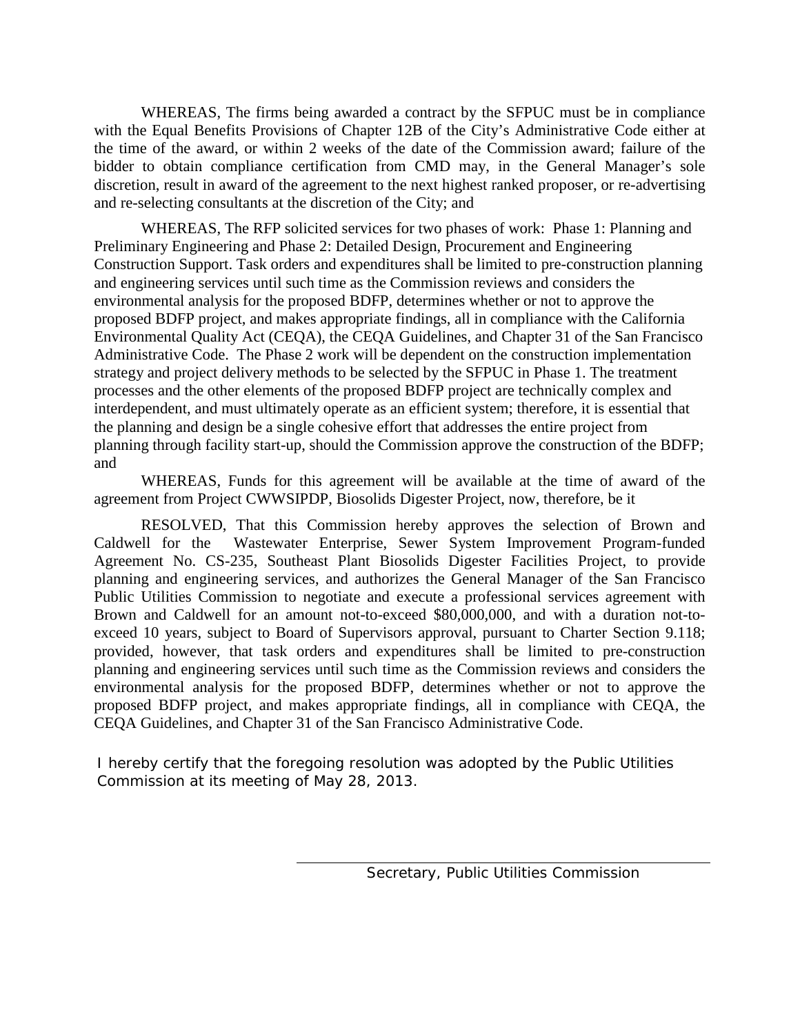WHEREAS, The firms being awarded a contract by the SFPUC must be in compliance with the Equal Benefits Provisions of Chapter 12B of the City's Administrative Code either at the time of the award, or within 2 weeks of the date of the Commission award; failure of the bidder to obtain compliance certification from CMD may, in the General Manager's sole discretion, result in award of the agreement to the next highest ranked proposer, or re-advertising and re-selecting consultants at the discretion of the City; and

WHEREAS, The RFP solicited services for two phases of work: Phase 1: Planning and Preliminary Engineering and Phase 2: Detailed Design, Procurement and Engineering Construction Support. Task orders and expenditures shall be limited to pre-construction planning and engineering services until such time as the Commission reviews and considers the environmental analysis for the proposed BDFP, determines whether or not to approve the proposed BDFP project, and makes appropriate findings, all in compliance with the California Environmental Quality Act (CEQA), the CEQA Guidelines, and Chapter 31 of the San Francisco Administrative Code. The Phase 2 work will be dependent on the construction implementation strategy and project delivery methods to be selected by the SFPUC in Phase 1. The treatment processes and the other elements of the proposed BDFP project are technically complex and interdependent, and must ultimately operate as an efficient system; therefore, it is essential that the planning and design be a single cohesive effort that addresses the entire project from planning through facility start-up, should the Commission approve the construction of the BDFP; and

WHEREAS, Funds for this agreement will be available at the time of award of the agreement from Project CWWSIPDP, Biosolids Digester Project, now, therefore, be it

RESOLVED, That this Commission hereby approves the selection of Brown and Caldwell for the Wastewater Enterprise, Sewer System Improvement Program-funded Agreement No. CS-235, Southeast Plant Biosolids Digester Facilities Project, to provide planning and engineering services, and authorizes the General Manager of the San Francisco Public Utilities Commission to negotiate and execute a professional services agreement with Brown and Caldwell for an amount not-to-exceed $80,000,000, and with a duration not-to-exceed 10 years, subject to Board of Supervisors approval, pursuant to Charter Section 9.118; provided, however, that task orders and expenditures shall be limited to pre-construction planning and engineering services until such time as the Commission reviews and considers the environmental analysis for the proposed BDFP, determines whether or not to approve the proposed BDFP project, and makes appropriate findings, all in compliance with CEQA, the CEQA Guidelines, and Chapter 31 of the San Francisco Administrative Code.

I hereby certify that the foregoing resolution was adopted by the Public Utilities Commission at its meeting of May 28, 2013.

\_\_\_\_\_\_\_\_\_\_\_\_\_\_\_\_\_\_\_\_\_\_\_\_\_\_\_\_\_\_\_\_\_\_\_\_\_\_\_\_

Secretary, Public Utilities Commission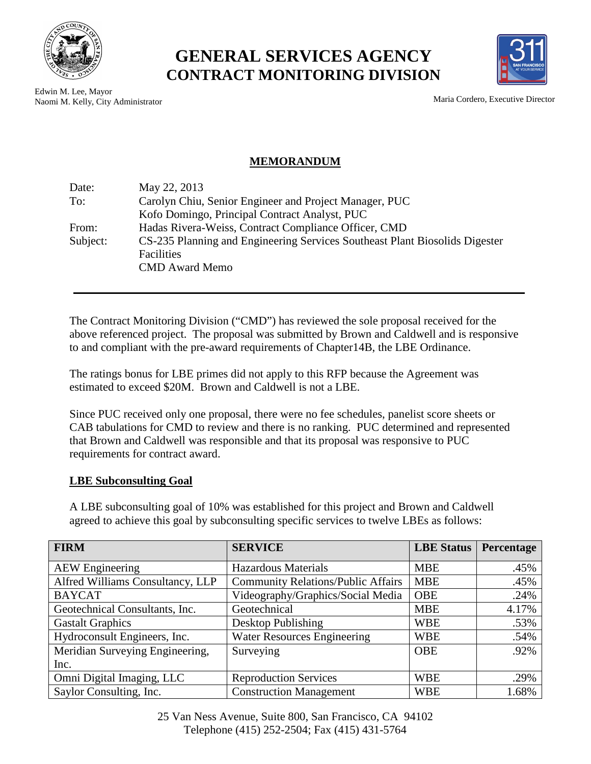# GENERAL SERVICES AGENCY
## CONTRACT MONITORING DIVISION

Edwin M. Lee, Mayor
Naomi M. Kelly, City Administrator

Maria Cordero, Executive Director

**MEMORANDUM**

| | |
|---|---|
| Date: | May 22, 2013 |
| To: | Carolyn Chiu, Senior Engineer and Project Manager, PUC<br>Kofo Domingo, Principal Contract Analyst, PUC |
| From: | Hadas Rivera-Weiss, Contract Compliance Officer, CMD |
| Subject: | CS-235 Planning and Engineering Services Southeast Plant Biosolids Digester Facilities<br>CMD Award Memo |

The Contract Monitoring Division ("CMD") has reviewed the sole proposal received for the above referenced project. The proposal was submitted by Brown and Caldwell and is responsive to and compliant with the pre-award requirements of Chapter14B, the LBE Ordinance.

The ratings bonus for LBE primes did not apply to this RFP because the Agreement was estimated to exceed $20M. Brown and Caldwell is not a LBE.

Since PUC received only one proposal, there were no fee schedules, panelist score sheets or CAB tabulations for CMD to review and there is no ranking. PUC determined and represented that Brown and Caldwell was responsible and that its proposal was responsive to PUC requirements for contract award.

**LBE Subconsulting Goal**

A LBE subconsulting goal of 10% was established for this project and Brown and Caldwell agreed to achieve this goal by subconsulting specific services to twelve LBEs as follows:

| FIRM | SERVICE | LBE Status | Percentage |
|---|---|---|---|
| AEW Engineering | Hazardous Materials | MBE | .45% |
| Alfred Williams Consultancy, LLP | Community Relations/Public Affairs | MBE | .45% |
| BAYCAT | Videography/Graphics/Social Media | OBE | .24% |
| Geotechnical Consultants, Inc. | Geotechnical | MBE | 4.17% |
| Gastalt Graphics | Desktop Publishing | WBE | .53% |
| Hydroconsult Engineers, Inc. | Water Resources Engineering | WBE | .54% |
| Meridian Surveying Engineering, Inc. | Surveying | OBE | .92% |
| Omni Digital Imaging, LLC | Reproduction Services | WBE | .29% |
| Saylor Consulting, Inc. | Construction Management | WBE | 1.68% |

25 Van Ness Avenue, Suite 800, San Francisco, CA 94102
Telephone (415) 252-2504; Fax (415) 431-5764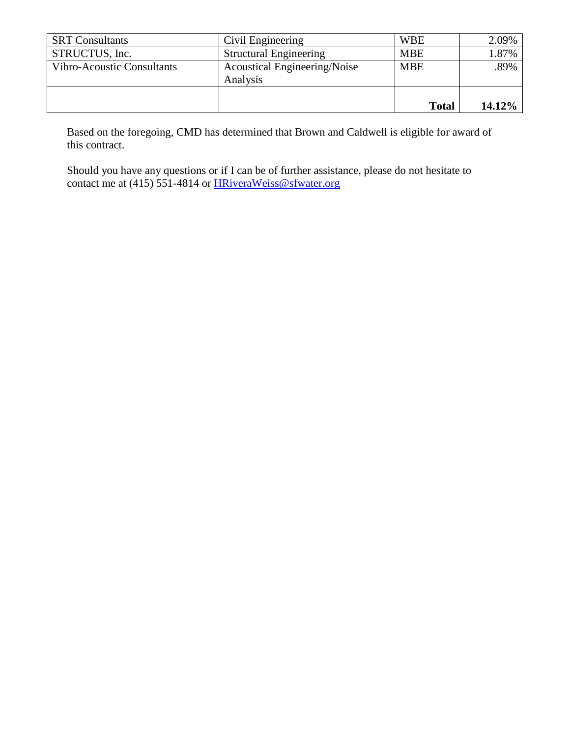| | | | |
|---|---|---|---|
| SRT Consultants | Civil Engineering | WBE | 2.09% |
| STRUCTUS, Inc. | Structural Engineering | MBE | 1.87% |
| Vibro-Acoustic Consultants | Acoustical Engineering/Noise Analysis | MBE | .89% |
| | | **Total** | **14.12%** |

Based on the foregoing, CMD has determined that Brown and Caldwell is eligible for award of this contract.

Should you have any questions or if I can be of further assistance, please do not hesitate to contact me at (415) 551-4814 or [HRiveraWeiss@sfwater.org](mailto:HRiveraWeiss@sfwater.org)